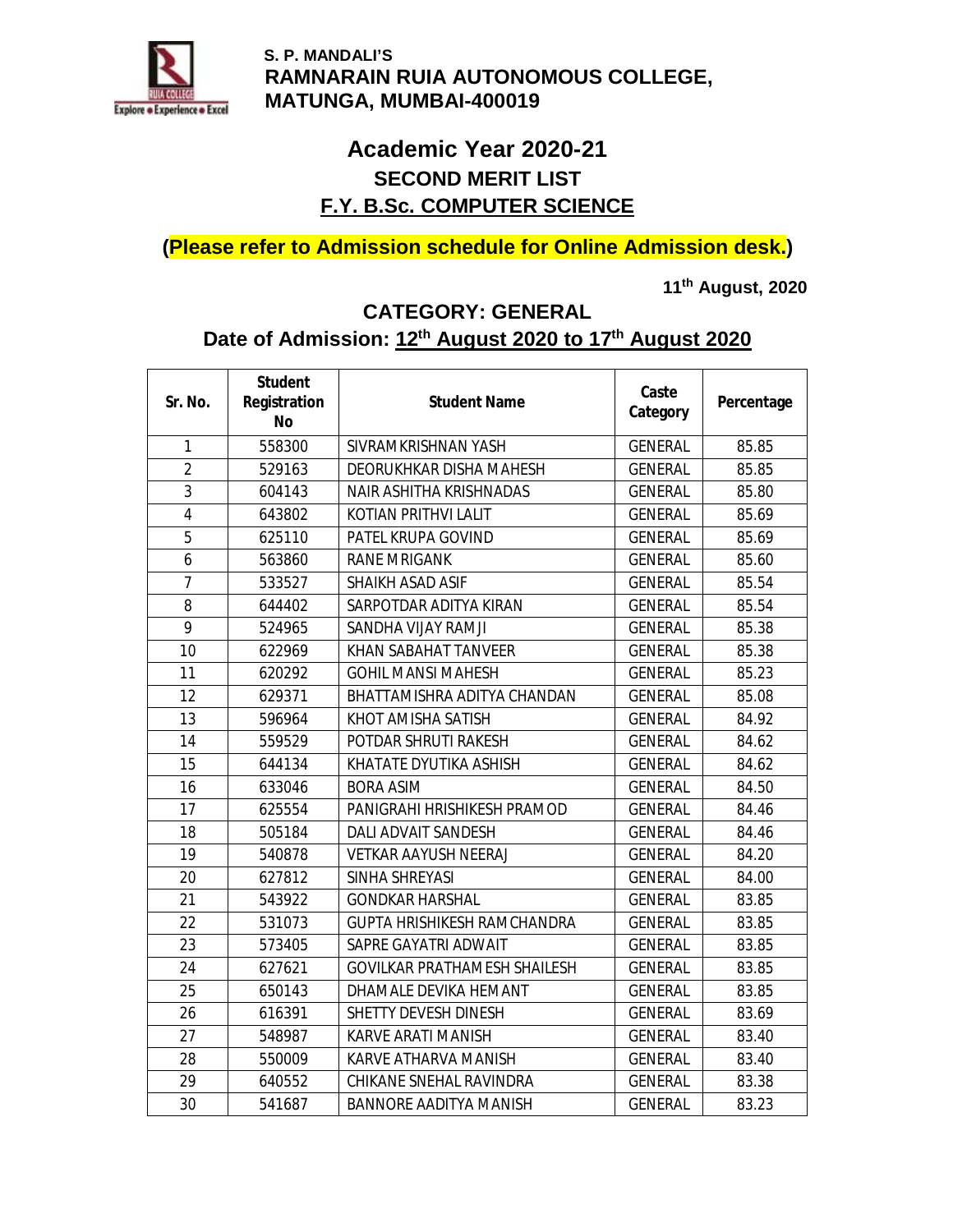**S. P. MANDALI'S**
**RAMNARAIN RUIA AUTONOMOUS COLLEGE,**
**MATUNGA, MUMBAI-400019**

# Academic Year 2020-21

## SECOND MERIT LIST

## F.Y. B.Sc. COMPUTER SCIENCE

**(Please refer to Admission schedule for Online Admission desk.)**

**11th August, 2020**

### CATEGORY: GENERAL

### Date of Admission: 12th August 2020 to 17th August 2020

| Sr. No. | Student Registration No | Student Name | Caste Category | Percentage |
|---|---|---|---|---|
| 1 | 558300 | SIVRAMKRISHNAN YASH | GENERAL | 85.85 |
| 2 | 529163 | DEORUKHKAR DISHA MAHESH | GENERAL | 85.85 |
| 3 | 604143 | NAIR ASHITHA KRISHNADAS | GENERAL | 85.80 |
| 4 | 643802 | KOTIAN PRITHVI LALIT | GENERAL | 85.69 |
| 5 | 625110 | PATEL KRUPA GOVIND | GENERAL | 85.69 |
| 6 | 563860 | RANE MRIGANK | GENERAL | 85.60 |
| 7 | 533527 | SHAIKH ASAD ASIF | GENERAL | 85.54 |
| 8 | 644402 | SARPOTDAR ADITYA KIRAN | GENERAL | 85.54 |
| 9 | 524965 | SANDHA VIJAY RAMJI | GENERAL | 85.38 |
| 10 | 622969 | KHAN SABAHAT TANVEER | GENERAL | 85.38 |
| 11 | 620292 | GOHIL MANSI MAHESH | GENERAL | 85.23 |
| 12 | 629371 | BHATTAMISHRA ADITYA CHANDAN | GENERAL | 85.08 |
| 13 | 596964 | KHOT AMISHA SATISH | GENERAL | 84.92 |
| 14 | 559529 | POTDAR SHRUTI RAKESH | GENERAL | 84.62 |
| 15 | 644134 | KHATATE DYUTIKA ASHISH | GENERAL | 84.62 |
| 16 | 633046 | BORA ASIM | GENERAL | 84.50 |
| 17 | 625554 | PANIGRAHI HRISHIKESH PRAMOD | GENERAL | 84.46 |
| 18 | 505184 | DALI ADVAIT SANDESH | GENERAL | 84.46 |
| 19 | 540878 | VETKAR AAYUSH NEERAJ | GENERAL | 84.20 |
| 20 | 627812 | SINHA SHREYASI | GENERAL | 84.00 |
| 21 | 543922 | GONDKAR HARSHAL | GENERAL | 83.85 |
| 22 | 531073 | GUPTA HRISHIKESH RAMCHANDRA | GENERAL | 83.85 |
| 23 | 573405 | SAPRE GAYATRI ADWAIT | GENERAL | 83.85 |
| 24 | 627621 | GOVILKAR PRATHAMESH SHAILESH | GENERAL | 83.85 |
| 25 | 650143 | DHAMALE DEVIKA HEMANT | GENERAL | 83.85 |
| 26 | 616391 | SHETTY DEVESH DINESH | GENERAL | 83.69 |
| 27 | 548987 | KARVE ARATI MANISH | GENERAL | 83.40 |
| 28 | 550009 | KARVE ATHARVA MANISH | GENERAL | 83.40 |
| 29 | 640552 | CHIKANE SNEHAL RAVINDRA | GENERAL | 83.38 |
| 30 | 541687 | BANNORE AADITYA MANISH | GENERAL | 83.23 |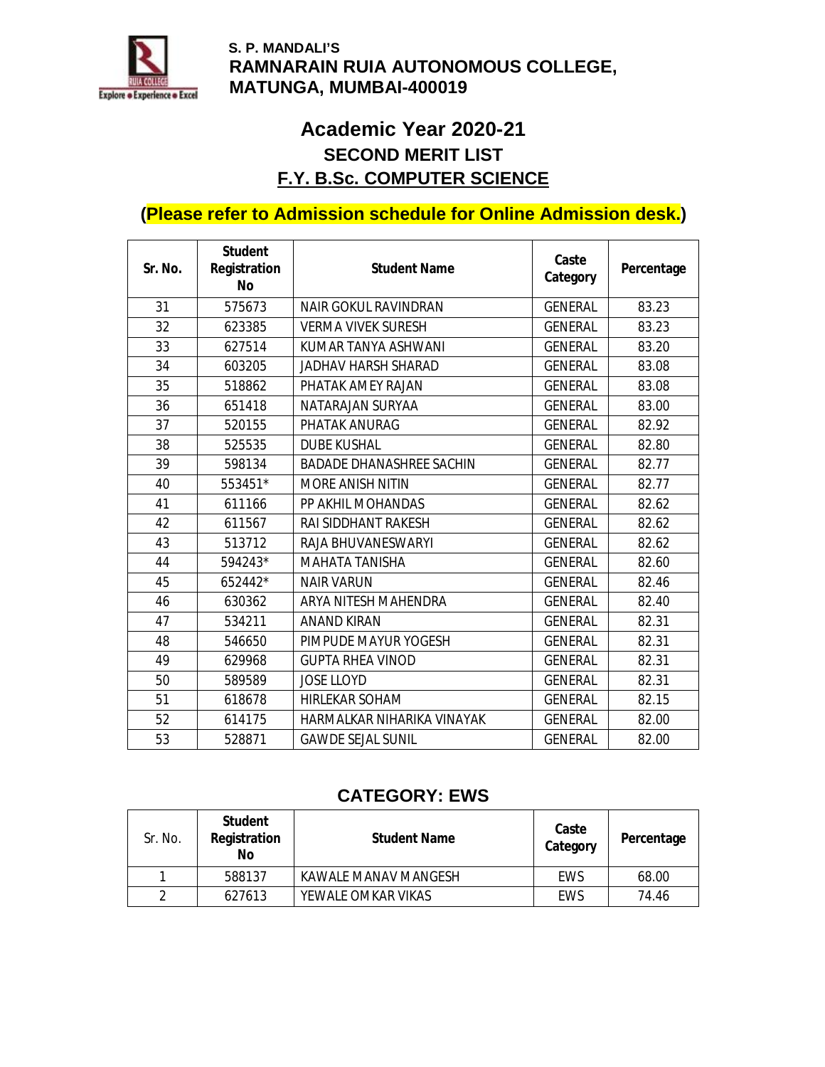**S. P. MANDALI'S**
**RAMNARAIN RUIA AUTONOMOUS COLLEGE,**
**MATUNGA, MUMBAI-400019**

## Academic Year 2020-21

### SECOND MERIT LIST

### F.Y. B.Sc. COMPUTER SCIENCE

**(Please refer to Admission schedule for Online Admission desk.)**

| Sr. No. | Student Registration No | Student Name | Caste Category | Percentage |
|---|---|---|---|---|
| 31 | 575673 | NAIR GOKUL RAVINDRAN | GENERAL | 83.23 |
| 32 | 623385 | VERMA VIVEK SURESH | GENERAL | 83.23 |
| 33 | 627514 | KUMAR TANYA ASHWANI | GENERAL | 83.20 |
| 34 | 603205 | JADHAV HARSH SHARAD | GENERAL | 83.08 |
| 35 | 518862 | PHATAK AMEY RAJAN | GENERAL | 83.08 |
| 36 | 651418 | NATARAJAN SURYAA | GENERAL | 83.00 |
| 37 | 520155 | PHATAK ANURAG | GENERAL | 82.92 |
| 38 | 525535 | DUBE KUSHAL | GENERAL | 82.80 |
| 39 | 598134 | BADADE DHANASHREE SACHIN | GENERAL | 82.77 |
| 40 | 553451* | MORE ANISH NITIN | GENERAL | 82.77 |
| 41 | 611166 | PP AKHIL MOHANDAS | GENERAL | 82.62 |
| 42 | 611567 | RAI SIDDHANT RAKESH | GENERAL | 82.62 |
| 43 | 513712 | RAJA BHUVANESWARYI | GENERAL | 82.62 |
| 44 | 594243* | MAHATA TANISHA | GENERAL | 82.60 |
| 45 | 652442* | NAIR VARUN | GENERAL | 82.46 |
| 46 | 630362 | ARYA NITESH MAHENDRA | GENERAL | 82.40 |
| 47 | 534211 | ANAND KIRAN | GENERAL | 82.31 |
| 48 | 546650 | PIMPUDE MAYUR YOGESH | GENERAL | 82.31 |
| 49 | 629968 | GUPTA RHEA VINOD | GENERAL | 82.31 |
| 50 | 589589 | JOSE LLOYD | GENERAL | 82.31 |
| 51 | 618678 | HIRLEKAR SOHAM | GENERAL | 82.15 |
| 52 | 614175 | HARMALKAR NIHARIKA VINAYAK | GENERAL | 82.00 |
| 53 | 528871 | GAWDE SEJAL SUNIL | GENERAL | 82.00 |

### CATEGORY: EWS

| Sr. No. | Student Registration No | Student Name | Caste Category | Percentage |
|---|---|---|---|---|
| 1 | 588137 | KAWALE MANAV MANGESH | EWS | 68.00 |
| 2 | 627613 | YEWALE OMKAR VIKAS | EWS | 74.46 |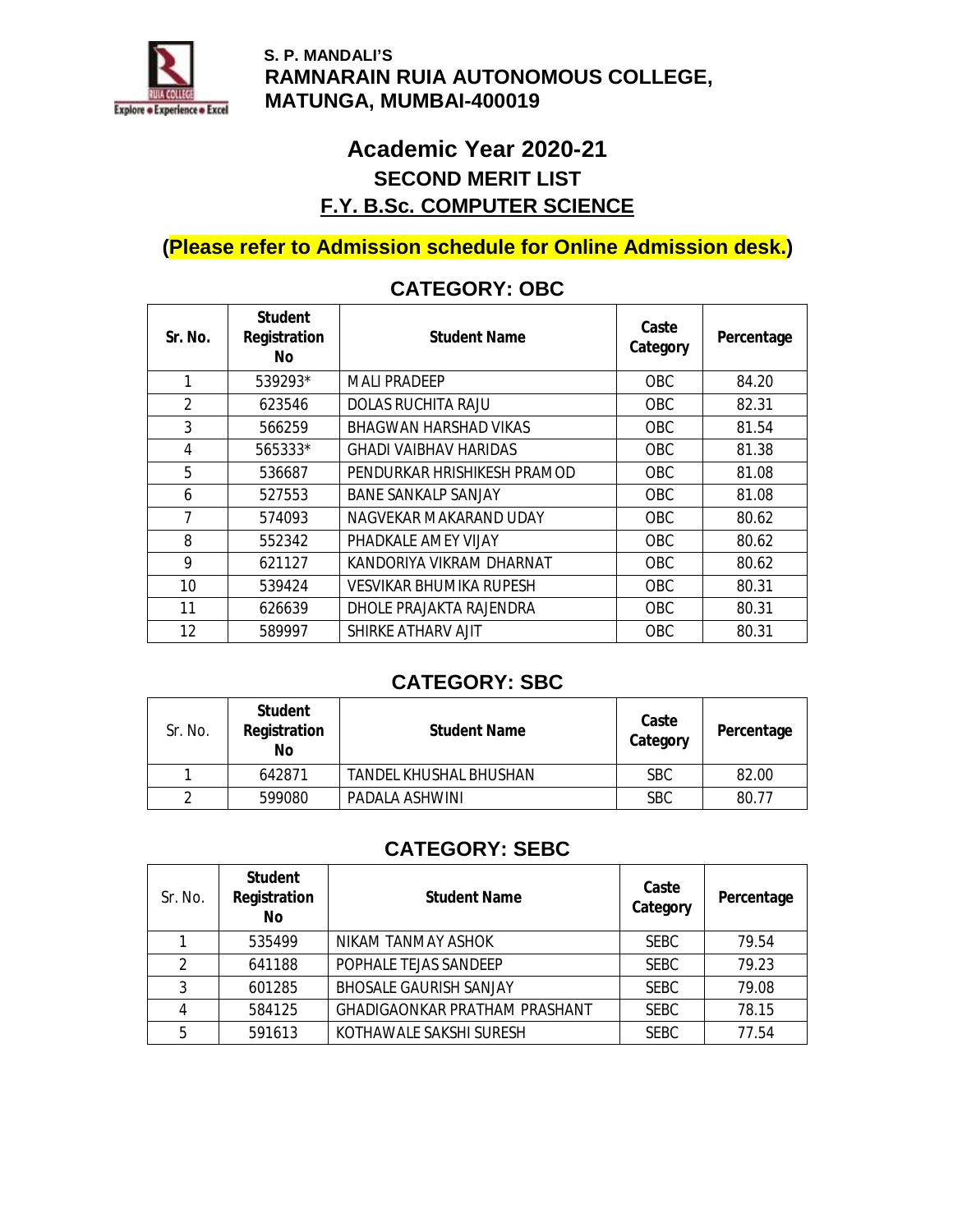**S. P. MANDALI'S**
**RAMNARAIN RUIA AUTONOMOUS COLLEGE,**
**MATUNGA, MUMBAI-400019**

# Academic Year 2020-21

## SECOND MERIT LIST

## F.Y. B.Sc. COMPUTER SCIENCE

**(Please refer to Admission schedule for Online Admission desk.)**

### CATEGORY: OBC

| Sr. No. | Student Registration No | Student Name | Caste Category | Percentage |
|---|---|---|---|---|
| 1 | 539293* | MALI PRADEEP | OBC | 84.20 |
| 2 | 623546 | DOLAS RUCHITA RAJU | OBC | 82.31 |
| 3 | 566259 | BHAGWAN HARSHAD VIKAS | OBC | 81.54 |
| 4 | 565333* | GHADI VAIBHAV HARIDAS | OBC | 81.38 |
| 5 | 536687 | PENDURKAR HRISHIKESH PRAMOD | OBC | 81.08 |
| 6 | 527553 | BANE SANKALP SANJAY | OBC | 81.08 |
| 7 | 574093 | NAGVEKAR MAKARAND UDAY | OBC | 80.62 |
| 8 | 552342 | PHADKALE AMEY VIJAY | OBC | 80.62 |
| 9 | 621127 | KANDORIYA VIKRAM DHARNAT | OBC | 80.62 |
| 10 | 539424 | VESVIKAR BHUMIKA RUPESH | OBC | 80.31 |
| 11 | 626639 | DHOLE PRAJAKTA RAJENDRA | OBC | 80.31 |
| 12 | 589997 | SHIRKE ATHARV AJIT | OBC | 80.31 |

### CATEGORY: SBC

| Sr. No. | Student Registration No | Student Name | Caste Category | Percentage |
|---|---|---|---|---|
| 1 | 642871 | TANDEL KHUSHAL BHUSHAN | SBC | 82.00 |
| 2 | 599080 | PADALA ASHWINI | SBC | 80.77 |

### CATEGORY: SEBC

| Sr. No. | Student Registration No | Student Name | Caste Category | Percentage |
|---|---|---|---|---|
| 1 | 535499 | NIKAM TANMAY ASHOK | SEBC | 79.54 |
| 2 | 641188 | POPHALE TEJAS SANDEEP | SEBC | 79.23 |
| 3 | 601285 | BHOSALE GAURISH SANJAY | SEBC | 79.08 |
| 4 | 584125 | GHADIGAONKAR PRATHAM PRASHANT | SEBC | 78.15 |
| 5 | 591613 | KOTHAWALE SAKSHI SURESH | SEBC | 77.54 |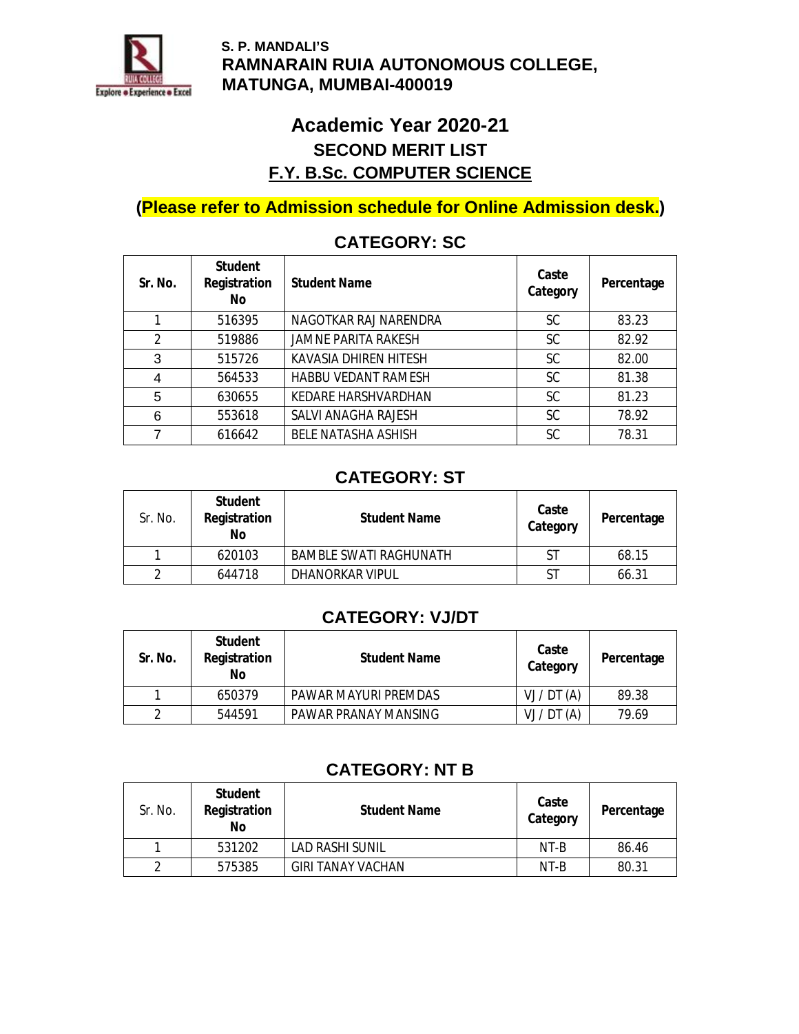S. P. MANDALI'S
**RAMNARAIN RUIA AUTONOMOUS COLLEGE, MATUNGA, MUMBAI-400019**

# Academic Year 2020-21

## SECOND MERIT LIST

## F.Y. B.Sc. COMPUTER SCIENCE

**(Please refer to Admission schedule for Online Admission desk.)**

### CATEGORY: SC

| Sr. No. | Student Registration No | Student Name | Caste Category | Percentage |
|---|---|---|---|---|
| 1 | 516395 | NAGOTKAR RAJ NARENDRA | SC | 83.23 |
| 2 | 519886 | JAMNE PARITA RAKESH | SC | 82.92 |
| 3 | 515726 | KAVASIA DHIREN HITESH | SC | 82.00 |
| 4 | 564533 | HABBU VEDANT RAMESH | SC | 81.38 |
| 5 | 630655 | KEDARE HARSHVARDHAN | SC | 81.23 |
| 6 | 553618 | SALVI ANAGHA RAJESH | SC | 78.92 |
| 7 | 616642 | BELE NATASHA ASHISH | SC | 78.31 |

### CATEGORY: ST

| Sr. No. | Student Registration No | Student Name | Caste Category | Percentage |
|---|---|---|---|---|
| 1 | 620103 | BAMBLE SWATI RAGHUNATH | ST | 68.15 |
| 2 | 644718 | DHANORKAR VIPUL | ST | 66.31 |

### CATEGORY: VJ/DT

| Sr. No. | Student Registration No | Student Name | Caste Category | Percentage |
|---|---|---|---|---|
| 1 | 650379 | PAWAR MAYURI PREMDAS | VJ / DT (A) | 89.38 |
| 2 | 544591 | PAWAR PRANAY MANSING | VJ / DT (A) | 79.69 |

### CATEGORY: NT B

| Sr. No. | Student Registration No | Student Name | Caste Category | Percentage |
|---|---|---|---|---|
| 1 | 531202 | LAD RASHI SUNIL | NT-B | 86.46 |
| 2 | 575385 | GIRI TANAY VACHAN | NT-B | 80.31 |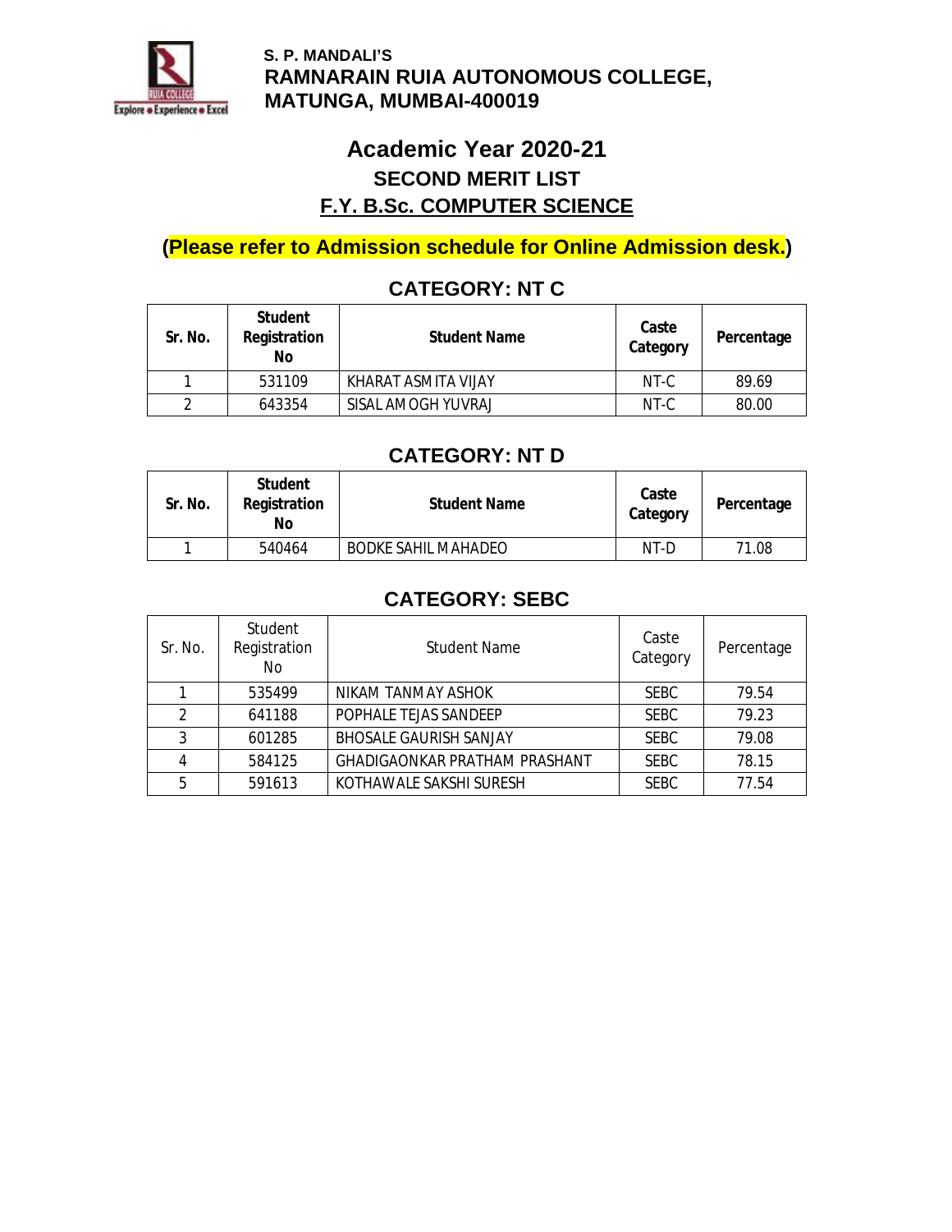S. P. MANDALI'S
**RAMNARAIN RUIA AUTONOMOUS COLLEGE, MATUNGA, MUMBAI-400019**

# Academic Year 2020-21

## SECOND MERIT LIST

## F.Y. B.Sc. COMPUTER SCIENCE

**(Please refer to Admission schedule for Online Admission desk.)**

### CATEGORY: NT C

| Sr. No. | Student Registration No | Student Name | Caste Category | Percentage |
|---|---|---|---|---|
| 1 | 531109 | KHARAT ASMITA VIJAY | NT-C | 89.69 |
| 2 | 643354 | SISAL AMOGH YUVRAJ | NT-C | 80.00 |

### CATEGORY: NT D

| Sr. No. | Student Registration No | Student Name | Caste Category | Percentage |
|---|---|---|---|---|
| 1 | 540464 | BODKE SAHIL MAHADEO | NT-D | 71.08 |

### CATEGORY: SEBC

| Sr. No. | Student Registration No | Student Name | Caste Category | Percentage |
|---|---|---|---|---|
| 1 | 535499 | NIKAM TANMAY ASHOK | SEBC | 79.54 |
| 2 | 641188 | POPHALE TEJAS SANDEEP | SEBC | 79.23 |
| 3 | 601285 | BHOSALE GAURISH SANJAY | SEBC | 79.08 |
| 4 | 584125 | GHADIGAONKAR PRATHAM PRASHANT | SEBC | 78.15 |
| 5 | 591613 | KOTHAWALE SAKSHI SURESH | SEBC | 77.54 |